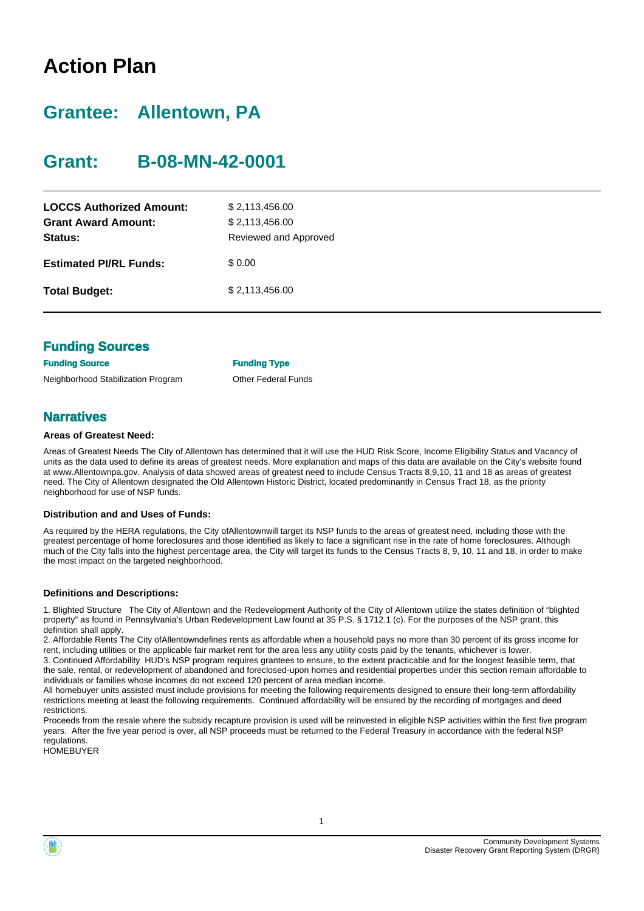# Action Plan

## Grantee: Allentown, PA

## Grant: B-08-MN-42-0001

| | |
|---|---|
| **LOCCS Authorized Amount:** | $ 2,113,456.00 |
| **Grant Award Amount:** | $ 2,113,456.00 |
| **Status:** | Reviewed and Approved |
| **Estimated PI/RL Funds:** | $ 0.00 |
| **Total Budget:** | $ 2,113,456.00 |

## Funding Sources

| Funding Source | Funding Type |
|---|---|
| Neighborhood Stabilization Program | Other Federal Funds |

## Narratives

### Areas of Greatest Need:

Areas of Greatest Needs The City of Allentown has determined that it will use the HUD Risk Score, Income Eligibility Status and Vacancy of units as the data used to define its areas of greatest needs. More explanation and maps of this data are available on the City's website found at www.Allentownpa.gov. Analysis of data showed areas of greatest need to include Census Tracts 8,9,10, 11 and 18 as areas of greatest need. The City of Allentown designated the Old Allentown Historic District, located predominantly in Census Tract 18, as the priority neighborhood for use of NSP funds.

### Distribution and and Uses of Funds:

As required by the HERA regulations, the City ofAllentownwill target its NSP funds to the areas of greatest need, including those with the greatest percentage of home foreclosures and those identified as likely to face a significant rise in the rate of home foreclosures. Although much of the City falls into the highest percentage area, the City will target its funds to the Census Tracts 8, 9, 10, 11 and 18, in order to make the most impact on the targeted neighborhood.

### Definitions and Descriptions:

1. Blighted Structure The City of Allentown and the Redevelopment Authority of the City of Allentown utilize the states definition of "blighted property" as found in Pennsylvania's Urban Redevelopment Law found at 35 P.S. § 1712.1 (c). For the purposes of the NSP grant, this definition shall apply.
2. Affordable Rents The City ofAllentowndefines rents as affordable when a household pays no more than 30 percent of its gross income for rent, including utilities or the applicable fair market rent for the area less any utility costs paid by the tenants, whichever is lower.
3. Continued Affordability HUD's NSP program requires grantees to ensure, to the extent practicable and for the longest feasible term, that the sale, rental, or redevelopment of abandoned and foreclosed-upon homes and residential properties under this section remain affordable to individuals or families whose incomes do not exceed 120 percent of area median income.

All homebuyer units assisted must include provisions for meeting the following requirements designed to ensure their long-term affordability restrictions meeting at least the following requirements. Continued affordability will be ensured by the recording of mortgages and deed restrictions.

Proceeds from the resale where the subsidy recapture provision is used will be reinvested in eligible NSP activities within the first five program years. After the five year period is over, all NSP proceeds must be returned to the Federal Treasury in accordance with the federal NSP regulations.

HOMEBUYER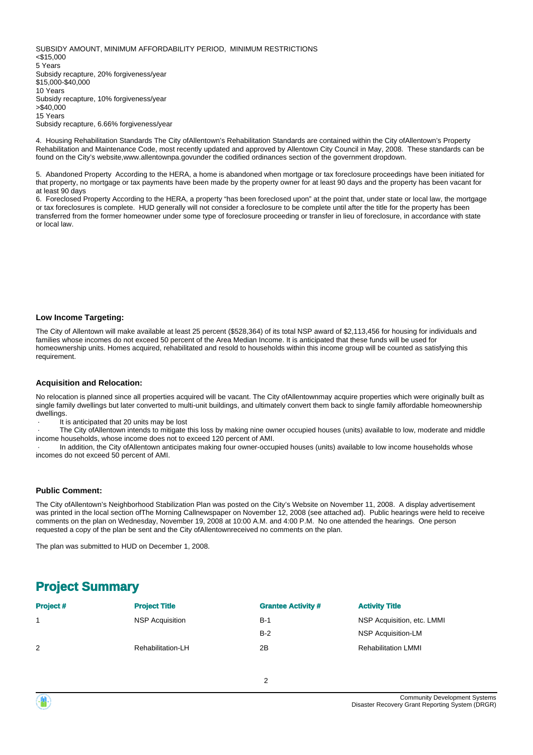SUBSIDY AMOUNT, MINIMUM AFFORDABILITY PERIOD, MINIMUM RESTRICTIONS
<$15,000
5 Years
Subsidy recapture, 20% forgiveness/year
$15,000-$40,000
10 Years
Subsidy recapture, 10% forgiveness/year
>$40,000
15 Years
Subsidy recapture, 6.66% forgiveness/year

4. Housing Rehabilitation Standards The City ofAllentown's Rehabilitation Standards are contained within the City ofAllentown's Property Rehabilitation and Maintenance Code, most recently updated and approved by Allentown City Council in May, 2008. These standards can be found on the City's website,www.allentownpa.govunder the codified ordinances section of the government dropdown.

5. Abandoned Property According to the HERA, a home is abandoned when mortgage or tax foreclosure proceedings have been initiated for that property, no mortgage or tax payments have been made by the property owner for at least 90 days and the property has been vacant for at least 90 days
6. Foreclosed Property According to the HERA, a property "has been foreclosed upon" at the point that, under state or local law, the mortgage or tax foreclosures is complete. HUD generally will not consider a foreclosure to be complete until after the title for the property has been transferred from the former homeowner under some type of foreclosure proceeding or transfer in lieu of foreclosure, in accordance with state or local law.

**Low Income Targeting:**

The City of Allentown will make available at least 25 percent ($528,364) of its total NSP award of $2,113,456 for housing for individuals and families whose incomes do not exceed 50 percent of the Area Median Income. It is anticipated that these funds will be used for homeownership units. Homes acquired, rehabilitated and resold to households within this income group will be counted as satisfying this requirement.

**Acquisition and Relocation:**

No relocation is planned since all properties acquired will be vacant. The City ofAllentownmay acquire properties which were originally built as single family dwellings but later converted to multi-unit buildings, and ultimately convert them back to single family affordable homeownership dwellings.

- It is anticipated that 20 units may be lost
- The City ofAllentown intends to mitigate this loss by making nine owner occupied houses (units) available to low, moderate and middle income households, whose income does not to exceed 120 percent of AMI.
- In addition, the City ofAllentown anticipates making four owner-occupied houses (units) available to low income households whose incomes do not exceed 50 percent of AMI.

**Public Comment:**

The City ofAllentown's Neighborhood Stabilization Plan was posted on the City's Website on November 11, 2008. A display advertisement was printed in the local section ofThe Morning Callnewspaper on November 12, 2008 (see attached ad). Public hearings were held to receive comments on the plan on Wednesday, November 19, 2008 at 10:00 A.M. and 4:00 P.M. No one attended the hearings. One person requested a copy of the plan be sent and the City ofAllentownreceived no comments on the plan.

The plan was submitted to HUD on December 1, 2008.

## Project Summary

| Project # | Project Title | Grantee Activity # | Activity Title |
|---|---|---|---|
| 1 | NSP Acquisition | B-1 | NSP Acquisition, etc. LMMI |
| | | B-2 | NSP Acquisition-LM |
| 2 | Rehabilitation-LH | 2B | Rehabilitation LMMI |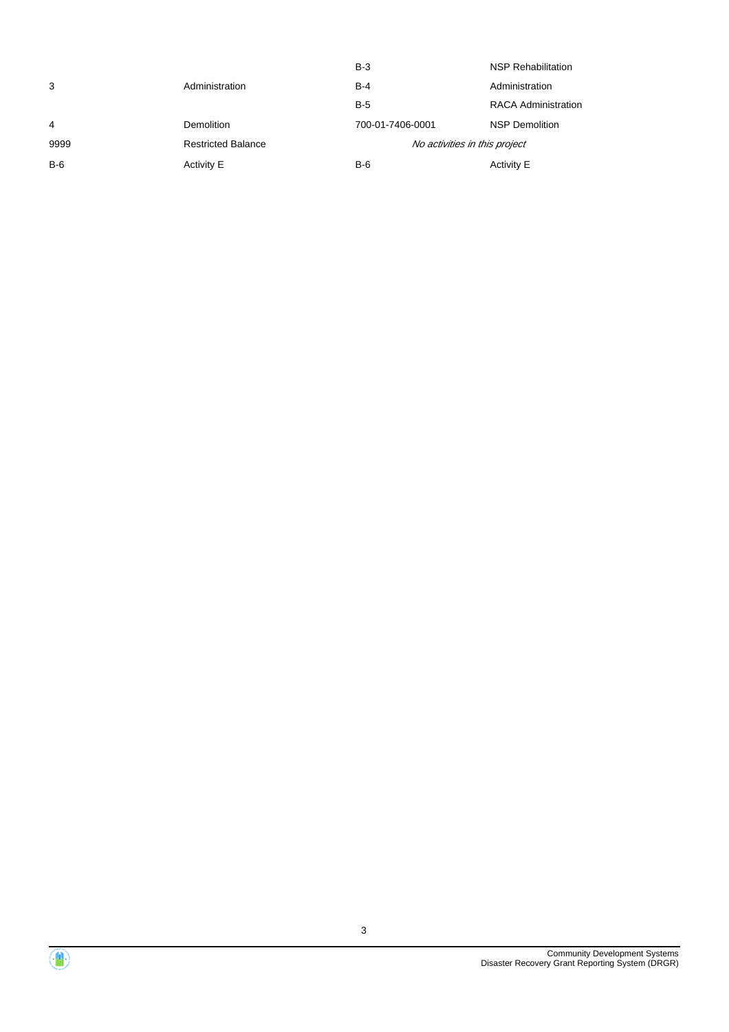| | | | |
|---|---|---|---|
| | | B-3 | NSP Rehabilitation |
| 3 | Administration | B-4 | Administration |
| | | B-5 | RACA Administration |
| 4 | Demolition | 700-01-7406-0001 | NSP Demolition |
| 9999 | Restricted Balance | *No activities in this project* | |
| B-6 | Activity E | B-6 | Activity E |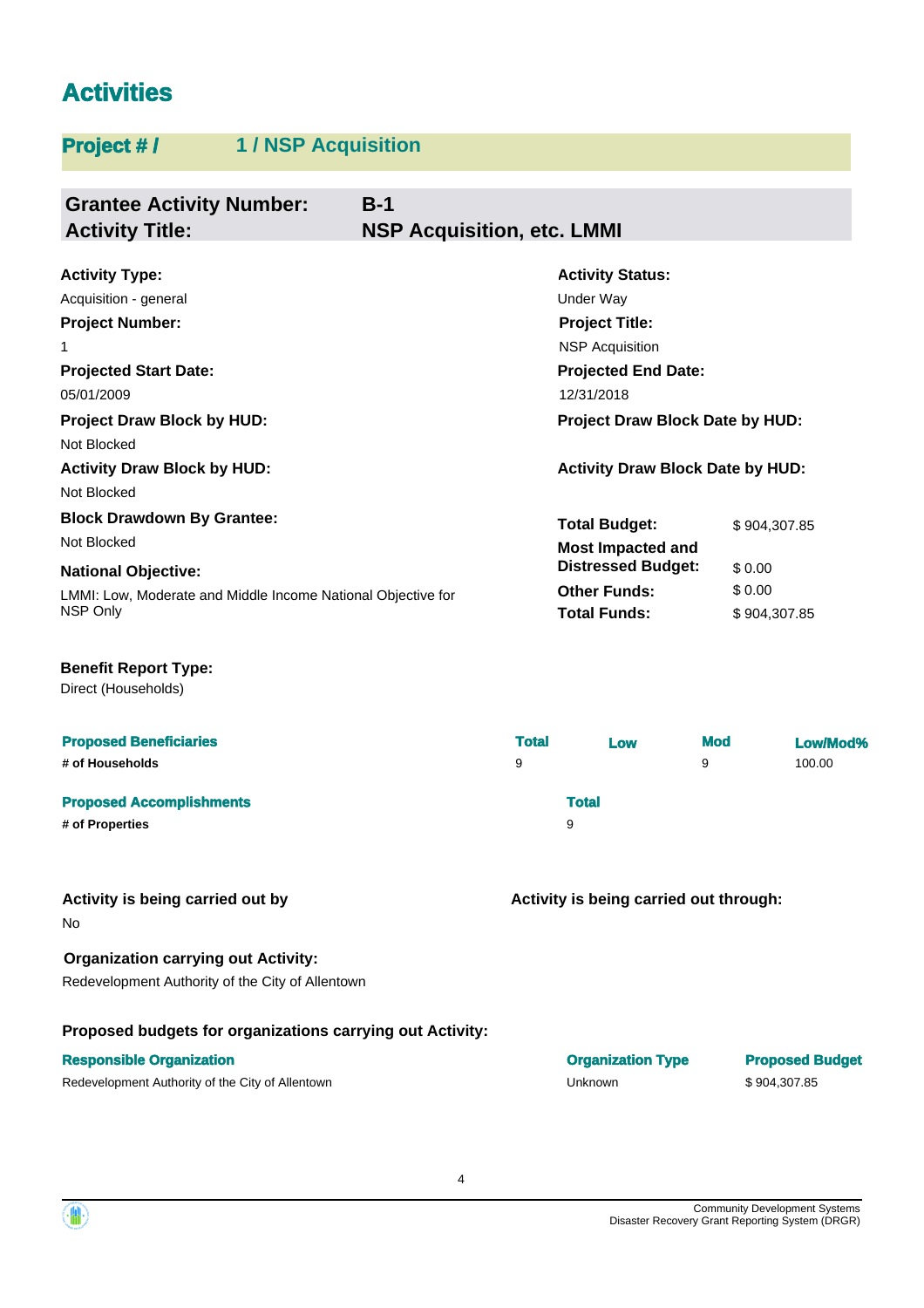# Activities

## Project # / 1 / NSP Acquisition

**Grantee Activity Number:** B-1
**Activity Title:** NSP Acquisition, etc. LMMI

**Activity Type:**
Acquisition - general

**Activity Status:**
Under Way

**Project Number:**
1

**Project Title:**
NSP Acquisition

**Projected Start Date:**
05/01/2009

**Projected End Date:**
12/31/2018

**Project Draw Block by HUD:**
Not Blocked

**Project Draw Block Date by HUD:**

**Activity Draw Block by HUD:**
Not Blocked

**Activity Draw Block Date by HUD:**

**Block Drawdown By Grantee:**
Not Blocked

**National Objective:**
LMMI: Low, Moderate and Middle Income National Objective for NSP Only

| | |
|---|---|
| **Total Budget:** | $ 904,307.85 |
| **Most Impacted and Distressed Budget:** | $ 0.00 |
| **Other Funds:** | $ 0.00 |
| **Total Funds:** | $ 904,307.85 |

**Benefit Report Type:**
Direct (Households)

| Proposed Beneficiaries | Total | Low | Mod | Low/Mod% |
|---|---|---|---|---|
| # of Households | 9 | | 9 | 100.00 |

| Proposed Accomplishments | Total |
|---|---|
| # of Properties | 9 |

**Activity is being carried out by**
No

**Activity is being carried out through:**

**Organization carrying out Activity:**
Redevelopment Authority of the City of Allentown

**Proposed budgets for organizations carrying out Activity:**

| Responsible Organization | Organization Type | Proposed Budget |
|---|---|---|
| Redevelopment Authority of the City of Allentown | Unknown | $ 904,307.85 |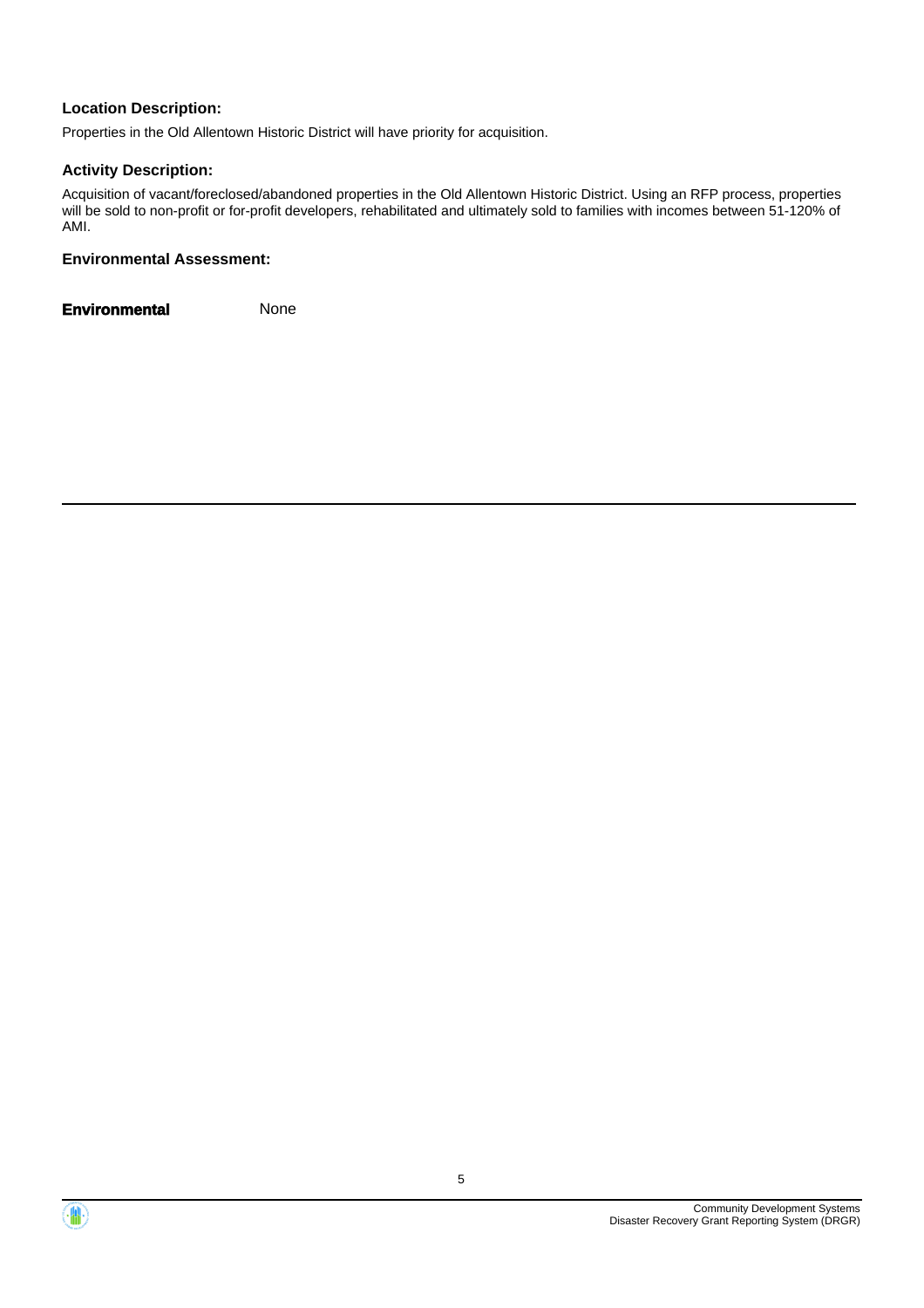**Location Description:**

Properties in the Old Allentown Historic District will have priority for acquisition.

**Activity Description:**

Acquisition of vacant/foreclosed/abandoned properties in the Old Allentown Historic District. Using an RFP process, properties will be sold to non-profit or for-profit developers, rehabilitated and ultimately sold to families with incomes between 51-120% of AMI.

**Environmental Assessment:**

| **Environmental** | None |
|---|---|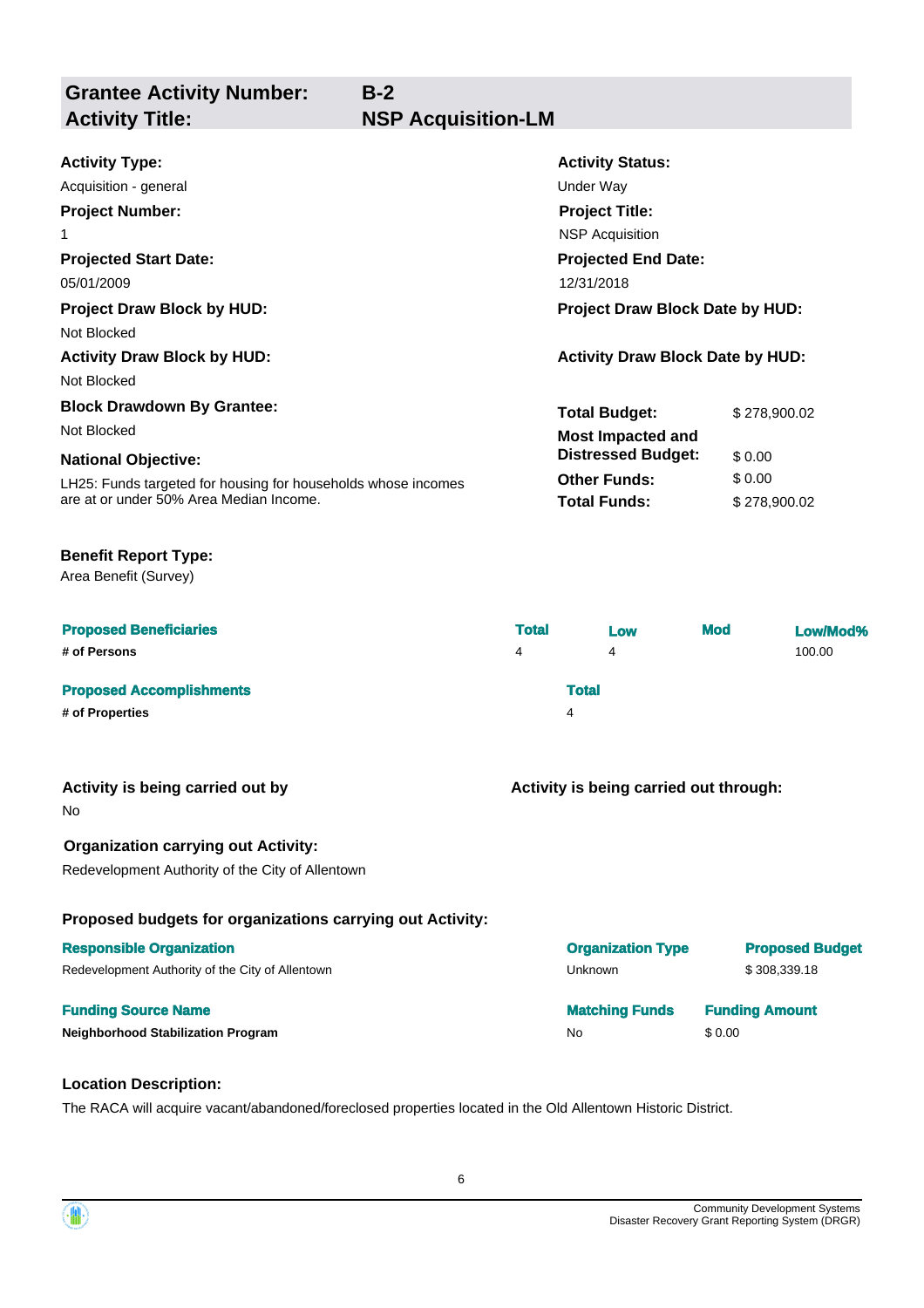## Grantee Activity Number: B-2
## Activity Title: NSP Acquisition-LM

**Activity Type:**
Acquisition - general

**Activity Status:**
Under Way

**Project Number:**
1

**Project Title:**
NSP Acquisition

**Projected Start Date:**
05/01/2009

**Projected End Date:**
12/31/2018

**Project Draw Block by HUD:**
Not Blocked

**Project Draw Block Date by HUD:**

**Activity Draw Block by HUD:**
Not Blocked

**Activity Draw Block Date by HUD:**

**Block Drawdown By Grantee:**
Not Blocked

**National Objective:**
LH25: Funds targeted for housing for households whose incomes are at or under 50% Area Median Income.

| | |
|---|---|
| **Total Budget:** | $ 278,900.02 |
| **Most Impacted and Distressed Budget:** | $ 0.00 |
| **Other Funds:** | $ 0.00 |
| **Total Funds:** | $ 278,900.02 |

**Benefit Report Type:**
Area Benefit (Survey)

| Proposed Beneficiaries | Total | Low | Mod | Low/Mod% |
|---|---|---|---|---|
| **# of Persons** | 4 | 4 | | 100.00 |

| Proposed Accomplishments | Total |
|---|---|
| **# of Properties** | 4 |

**Activity is being carried out by**
No

**Activity is being carried out through:**

**Organization carrying out Activity:**
Redevelopment Authority of the City of Allentown

**Proposed budgets for organizations carrying out Activity:**

| Responsible Organization | Organization Type | Proposed Budget |
|---|---|---|
| Redevelopment Authority of the City of Allentown | Unknown | $ 308,339.18 |

| Funding Source Name | Matching Funds | Funding Amount |
|---|---|---|
| **Neighborhood Stabilization Program** | No | $ 0.00 |

**Location Description:**
The RACA will acquire vacant/abandoned/foreclosed properties located in the Old Allentown Historic District.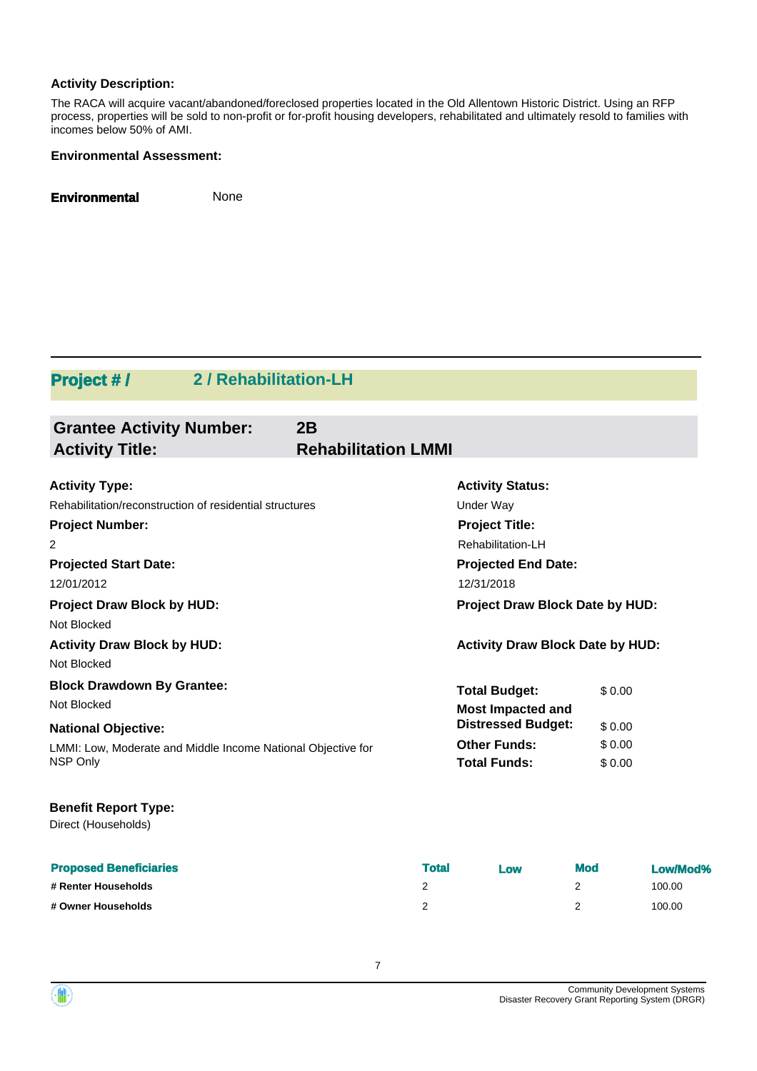**Activity Description:**

The RACA will acquire vacant/abandoned/foreclosed properties located in the Old Allentown Historic District. Using an RFP process, properties will be sold to non-profit or for-profit housing developers, rehabilitated and ultimately resold to families with incomes below 50% of AMI.

**Environmental Assessment:**

**Environmental** None

## Project # / 2 / Rehabilitation-LH

### Grantee Activity Number: 2B
### Activity Title: Rehabilitation LMMI

**Activity Type:**
Rehabilitation/reconstruction of residential structures

**Activity Status:**
Under Way

**Project Number:**
2

**Project Title:**
Rehabilitation-LH

**Projected Start Date:**
12/01/2012

**Projected End Date:**
12/31/2018

**Project Draw Block by HUD:**
Not Blocked

**Project Draw Block Date by HUD:**

**Activity Draw Block by HUD:**
Not Blocked

**Activity Draw Block Date by HUD:**

**Block Drawdown By Grantee:**
Not Blocked

**National Objective:**
LMMI: Low, Moderate and Middle Income National Objective for NSP Only

| | |
|---|---|
| **Total Budget:** | $ 0.00 |
| **Most Impacted and Distressed Budget:** | $ 0.00 |
| **Other Funds:** | $ 0.00 |
| **Total Funds:** | $ 0.00 |

**Benefit Report Type:**
Direct (Households)

| Proposed Beneficiaries | Total | Low | Mod | Low/Mod% |
|---|---|---|---|---|
| # Renter Households | 2 | | 2 | 100.00 |
| # Owner Households | 2 | | 2 | 100.00 |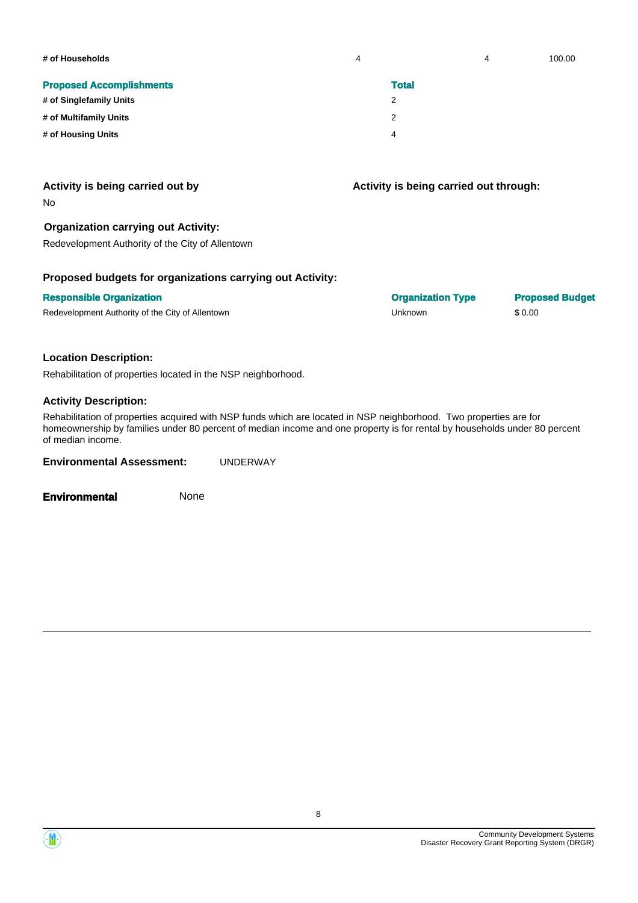| # of Households | 4 | 4 | 100.00 |
|---|---|---|---|

| Proposed Accomplishments | Total |
|---|---|
| # of Singlefamily Units | 2 |
| # of Multifamily Units | 2 |
| # of Housing Units | 4 |

**Activity is being carried out by**

No

**Activity is being carried out through:**

**Organization carrying out Activity:**

Redevelopment Authority of the City of Allentown

**Proposed budgets for organizations carrying out Activity:**

| Responsible Organization | Organization Type | Proposed Budget |
|---|---|---|
| Redevelopment Authority of the City of Allentown | Unknown | $ 0.00 |

**Location Description:**

Rehabilitation of properties located in the NSP neighborhood.

**Activity Description:**

Rehabilitation of properties acquired with NSP funds which are located in NSP neighborhood. Two properties are for homeownership by families under 80 percent of median income and one property is for rental by households under 80 percent of median income.

**Environmental Assessment:** UNDERWAY

**Environmental** None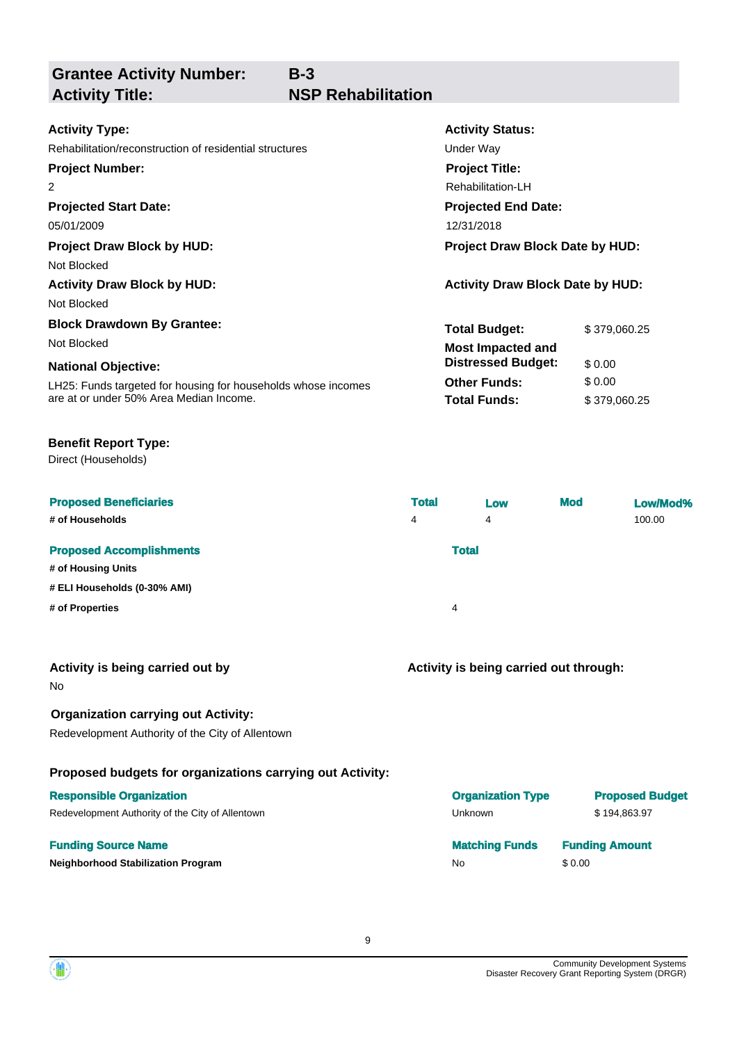## Grantee Activity Number: B-3
## Activity Title: NSP Rehabilitation

**Activity Type:**
Rehabilitation/reconstruction of residential structures

**Activity Status:**
Under Way

**Project Number:**
2

**Project Title:**
Rehabilitation-LH

**Projected Start Date:**
05/01/2009

**Projected End Date:**
12/31/2018

**Project Draw Block by HUD:**
Not Blocked

**Project Draw Block Date by HUD:**

**Activity Draw Block by HUD:**
Not Blocked

**Activity Draw Block Date by HUD:**

**Block Drawdown By Grantee:**
Not Blocked

**National Objective:**
LH25: Funds targeted for housing for households whose incomes are at or under 50% Area Median Income.

| | |
|---|---|
| **Total Budget:** | $ 379,060.25 |
| **Most Impacted and Distressed Budget:** | $ 0.00 |
| **Other Funds:** | $ 0.00 |
| **Total Funds:** | $ 379,060.25 |

**Benefit Report Type:**
Direct (Households)

| Proposed Beneficiaries | Total | Low | Mod | Low/Mod% |
|---|---|---|---|---|
| # of Households | 4 | 4 | | 100.00 |

| Proposed Accomplishments | Total |
|---|---|
| # of Housing Units | |
| # ELI Households (0-30% AMI) | |
| # of Properties | 4 |

**Activity is being carried out by**
No

**Activity is being carried out through:**

**Organization carrying out Activity:**
Redevelopment Authority of the City of Allentown

**Proposed budgets for organizations carrying out Activity:**

| Responsible Organization | Organization Type | Proposed Budget |
|---|---|---|
| Redevelopment Authority of the City of Allentown | Unknown | $ 194,863.97 |

| Funding Source Name | Matching Funds | Funding Amount |
|---|---|---|
| Neighborhood Stabilization Program | No | $ 0.00 |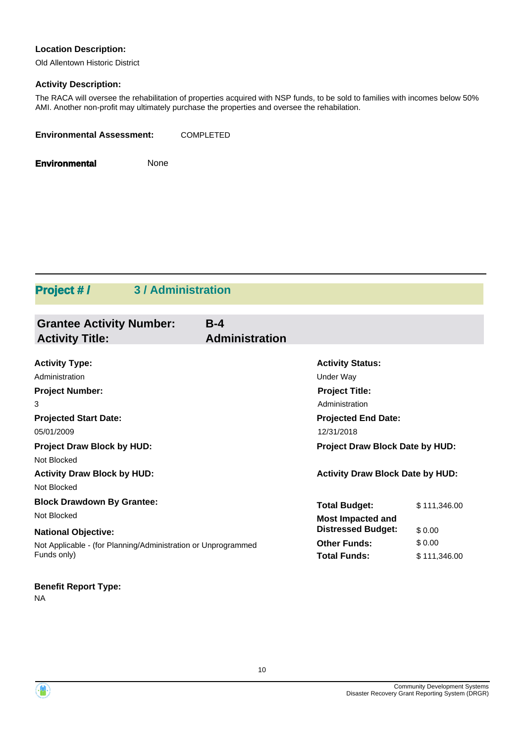**Location Description:**

Old Allentown Historic District

**Activity Description:**

The RACA will oversee the rehabilitation of properties acquired with NSP funds, to be sold to families with incomes below 50% AMI. Another non-profit may ultimately purchase the properties and oversee the rehabilitation.

**Environmental Assessment:** COMPLETED

**Environmental** None

## Project # / 3 / Administration

### Grantee Activity Number: B-4
### Activity Title: Administration

**Activity Type:**
Administration

**Project Number:**
3

**Projected Start Date:**
05/01/2009

**Project Draw Block by HUD:**
Not Blocked

**Activity Draw Block by HUD:**
Not Blocked

**Block Drawdown By Grantee:**
Not Blocked

**National Objective:**
Not Applicable - (for Planning/Administration or Unprogrammed Funds only)

**Activity Status:**
Under Way

**Project Title:**
Administration

**Projected End Date:**
12/31/2018

**Project Draw Block Date by HUD:**

**Activity Draw Block Date by HUD:**

| | |
|---|---|
| **Total Budget:** | $ 111,346.00 |
| **Most Impacted and Distressed Budget:** | $ 0.00 |
| **Other Funds:** | $ 0.00 |
| **Total Funds:** | $ 111,346.00 |

**Benefit Report Type:**
NA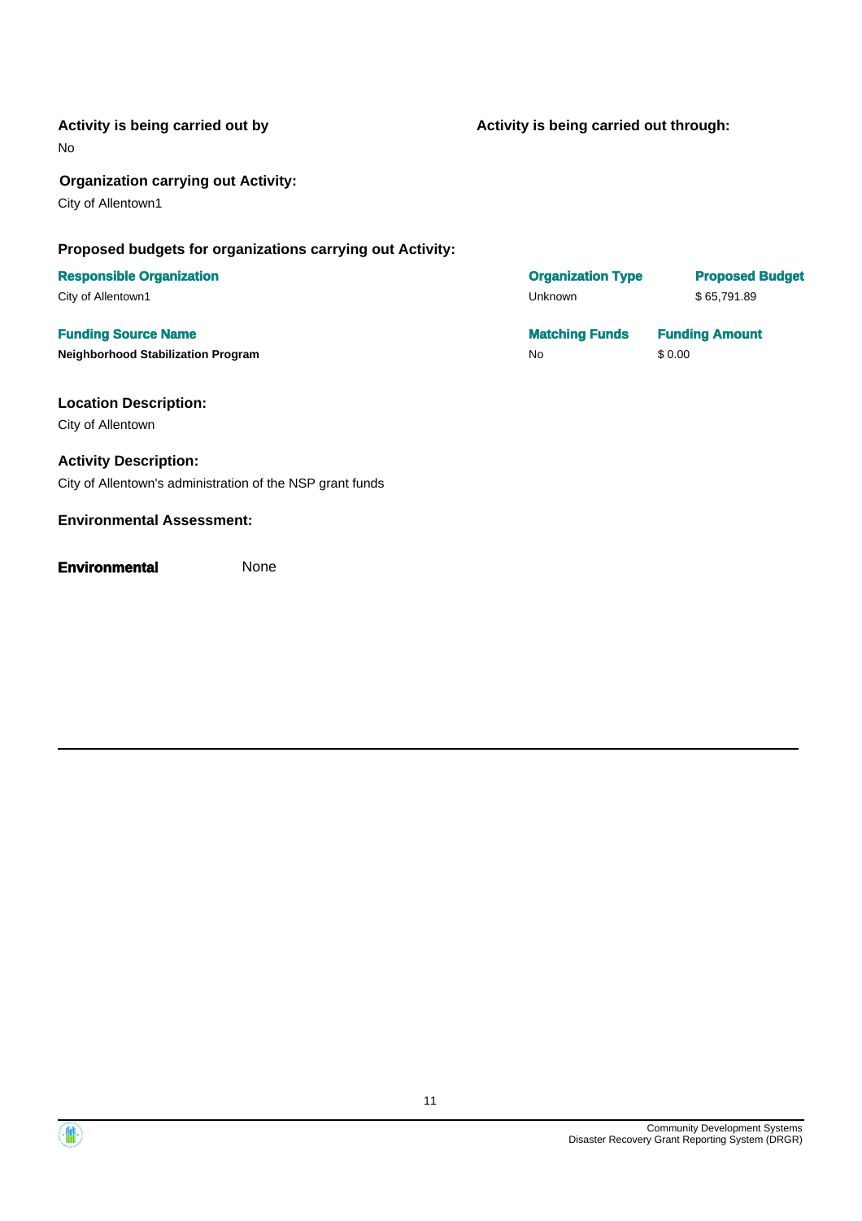**Activity is being carried out by**

No

**Activity is being carried out through:**

**Organization carrying out Activity:**

City of Allentown1

**Proposed budgets for organizations carrying out Activity:**

| Responsible Organization | Organization Type | Proposed Budget |
| --- | --- | --- |
| City of Allentown1 | Unknown | $ 65,791.89 |

| Funding Source Name | Matching Funds | Funding Amount |
| --- | --- | --- |
| **Neighborhood Stabilization Program** | No | $ 0.00 |

**Location Description:**

City of Allentown

**Activity Description:**

City of Allentown's administration of the NSP grant funds

**Environmental Assessment:**

**Environmental** None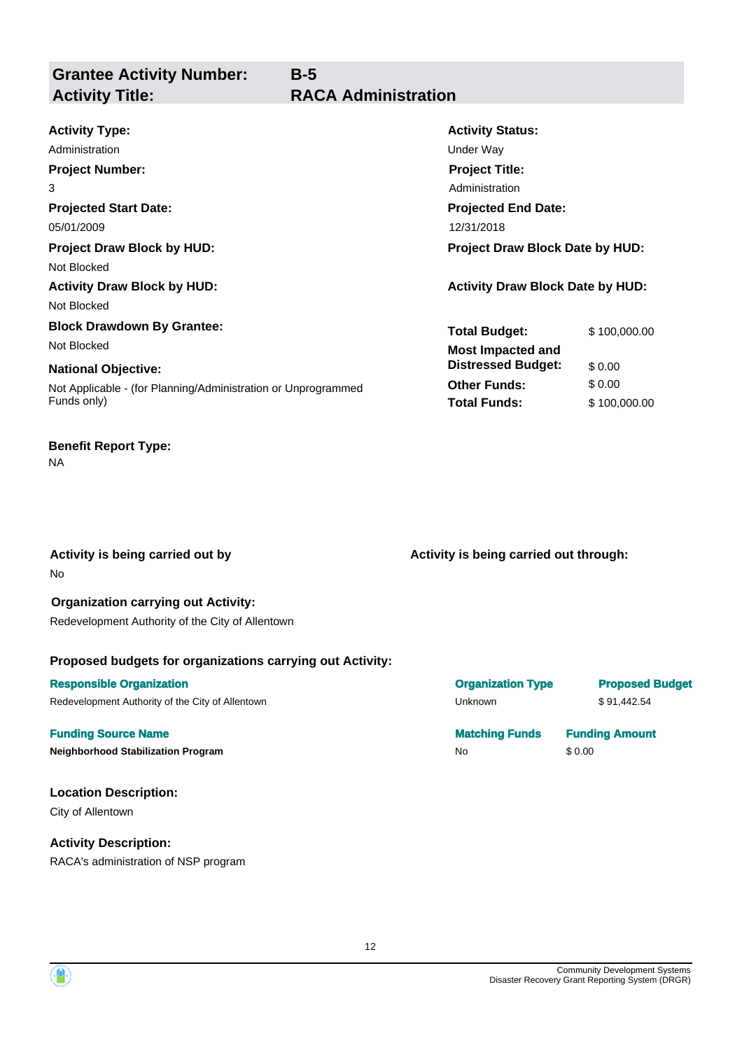## Grantee Activity Number: B-5
## Activity Title: RACA Administration

**Activity Type:**
Administration

**Activity Status:**
Under Way

**Project Number:**
3

**Project Title:**
Administration

**Projected Start Date:**
05/01/2009

**Projected End Date:**
12/31/2018

**Project Draw Block by HUD:**
Not Blocked

**Project Draw Block Date by HUD:**

**Activity Draw Block by HUD:**
Not Blocked

**Activity Draw Block Date by HUD:**

**Block Drawdown By Grantee:**
Not Blocked

**National Objective:**
Not Applicable - (for Planning/Administration or Unprogrammed Funds only)

| | |
|---|---|
| **Total Budget:** | $ 100,000.00 |
| **Most Impacted and Distressed Budget:** | $ 0.00 |
| **Other Funds:** | $ 0.00 |
| **Total Funds:** | $ 100,000.00 |

**Benefit Report Type:**
NA

**Activity is being carried out by**
No

**Activity is being carried out through:**

**Organization carrying out Activity:**
Redevelopment Authority of the City of Allentown

**Proposed budgets for organizations carrying out Activity:**

| Responsible Organization | Organization Type | Proposed Budget |
|---|---|---|
| Redevelopment Authority of the City of Allentown | Unknown | $ 91,442.54 |

| Funding Source Name | Matching Funds | Funding Amount |
|---|---|---|
| **Neighborhood Stabilization Program** | No | $ 0.00 |

**Location Description:**
City of Allentown

**Activity Description:**
RACA's administration of NSP program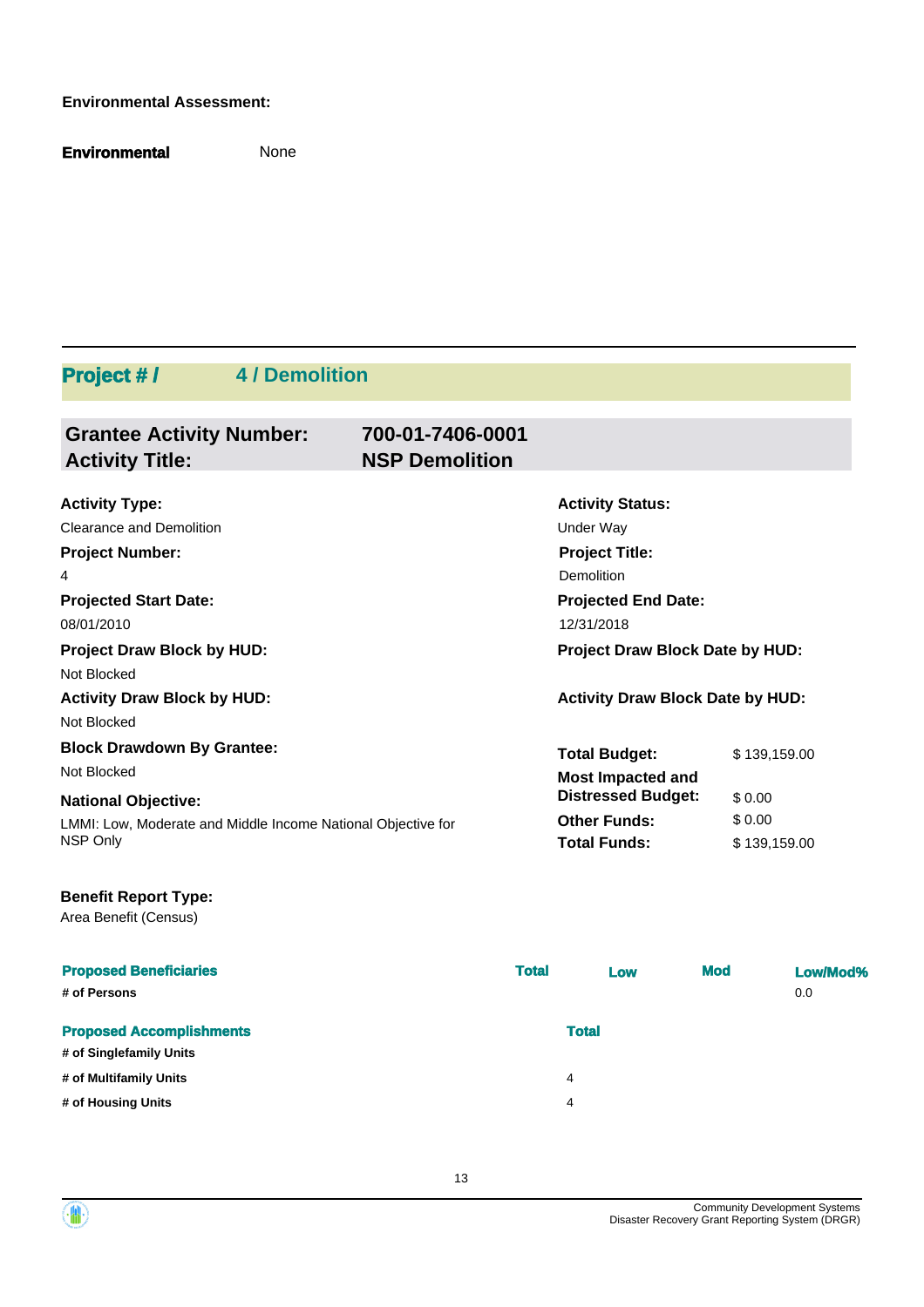**Environmental Assessment:**

**Environmental** None

## Project # / 4 / Demolition

**Grantee Activity Number:** 700-01-7406-0001
**Activity Title:** NSP Demolition

**Activity Type:**
Clearance and Demolition

**Activity Status:**
Under Way

**Project Number:**
4

**Project Title:**
Demolition

**Projected Start Date:**
08/01/2010

**Projected End Date:**
12/31/2018

**Project Draw Block by HUD:**
Not Blocked

**Project Draw Block Date by HUD:**

**Activity Draw Block by HUD:**
Not Blocked

**Activity Draw Block Date by HUD:**

**Block Drawdown By Grantee:**
Not Blocked

**National Objective:**
LMMI: Low, Moderate and Middle Income National Objective for NSP Only

| | |
|---|---|
| **Total Budget:** | $ 139,159.00 |
| **Most Impacted and Distressed Budget:** | $ 0.00 |
| **Other Funds:** | $ 0.00 |
| **Total Funds:** | $ 139,159.00 |

**Benefit Report Type:**
Area Benefit (Census)

| Proposed Beneficiaries | Total | Low | Mod | Low/Mod% |
|---|---|---|---|---|
| # of Persons | | | | 0.0 |

| Proposed Accomplishments | Total |
|---|---|
| # of Singlefamily Units | |
| # of Multifamily Units | 4 |
| # of Housing Units | 4 |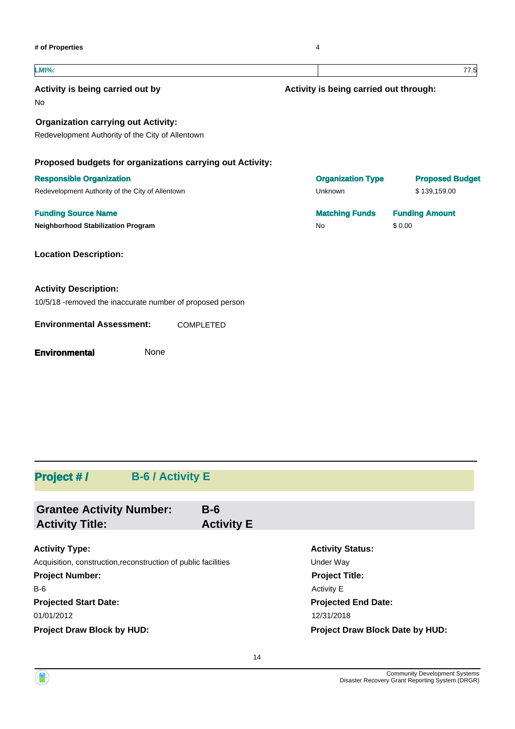| # of Properties | 4 |
| --- | --- |

| LMI%: | 77.5 |
| --- | --- |

**Activity is being carried out by**

No

**Activity is being carried out through:**

**Organization carrying out Activity:**

Redevelopment Authority of the City of Allentown

**Proposed budgets for organizations carrying out Activity:**

| Responsible Organization | Organization Type | Proposed Budget |
| --- | --- | --- |
| Redevelopment Authority of the City of Allentown | Unknown | $ 139,159.00 |

| Funding Source Name | Matching Funds | Funding Amount |
| --- | --- | --- |
| **Neighborhood Stabilization Program** | No | $ 0.00 |

**Location Description:**

**Activity Description:**

10/5/18 -removed the inaccurate number of proposed person

**Environmental Assessment:** COMPLETED

**Environmental** None

## Project # / B-6 / Activity E

**Grantee Activity Number:** **B-6**
**Activity Title:** **Activity E**

| | |
| --- | --- |
| **Activity Type:** | **Activity Status:** |
| Acquisition, construction,reconstruction of public facilities | Under Way |
| **Project Number:** | **Project Title:** |
| B-6 | Activity E |
| **Projected Start Date:** | **Projected End Date:** |
| 01/01/2012 | 12/31/2018 |
| **Project Draw Block by HUD:** | **Project Draw Block Date by HUD:** |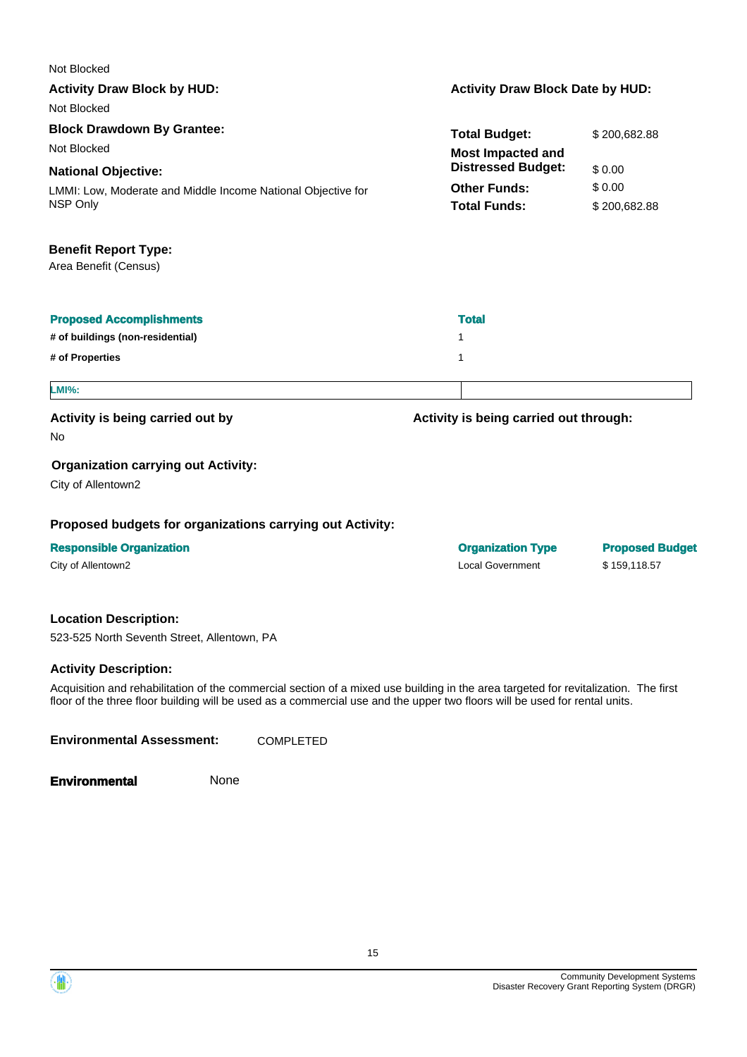Not Blocked

**Activity Draw Block by HUD:**

Not Blocked

**Activity Draw Block Date by HUD:**

**Block Drawdown By Grantee:**

Not Blocked

**National Objective:**

LMMI: Low, Moderate and Middle Income National Objective for NSP Only

| | |
|---|---|
| **Total Budget:** | $ 200,682.88 |
| **Most Impacted and Distressed Budget:** | $ 0.00 |
| **Other Funds:** | $ 0.00 |
| **Total Funds:** | $ 200,682.88 |

**Benefit Report Type:**

Area Benefit (Census)

| Proposed Accomplishments | Total |
|---|---|
| # of buildings (non-residential) | 1 |
| # of Properties | 1 |

| LMI%: | |
|---|---|

**Activity is being carried out by**

No

**Activity is being carried out through:**

**Organization carrying out Activity:**

City of Allentown2

**Proposed budgets for organizations carrying out Activity:**

| Responsible Organization | Organization Type | Proposed Budget |
|---|---|---|
| City of Allentown2 | Local Government | $ 159,118.57 |

**Location Description:**

523-525 North Seventh Street, Allentown, PA

**Activity Description:**

Acquisition and rehabilitation of the commercial section of a mixed use building in the area targeted for revitalization. The first floor of the three floor building will be used as a commercial use and the upper two floors will be used for rental units.

**Environmental Assessment:** COMPLETED

**Environmental** None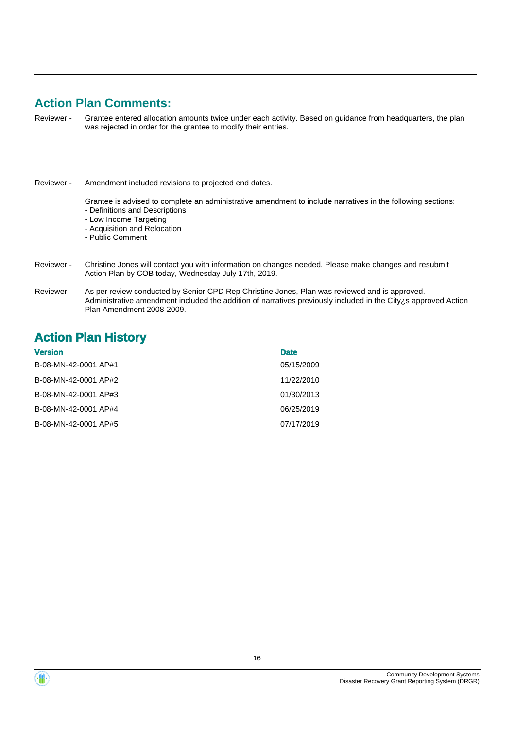## Action Plan Comments:

Reviewer - Grantee entered allocation amounts twice under each activity. Based on guidance from headquarters, the plan was rejected in order for the grantee to modify their entries.

Reviewer - Amendment included revisions to projected end dates.

Grantee is advised to complete an administrative amendment to include narratives in the following sections:
- Definitions and Descriptions
- Low Income Targeting
- Acquisition and Relocation
- Public Comment

Reviewer - Christine Jones will contact you with information on changes needed. Please make changes and resubmit Action Plan by COB today, Wednesday July 17th, 2019.

Reviewer - As per review conducted by Senior CPD Rep Christine Jones, Plan was reviewed and is approved. Administrative amendment included the addition of narratives previously included in the City¿s approved Action Plan Amendment 2008-2009.

## Action Plan History

| Version | Date |
|---|---|
| B-08-MN-42-0001 AP#1 | 05/15/2009 |
| B-08-MN-42-0001 AP#2 | 11/22/2010 |
| B-08-MN-42-0001 AP#3 | 01/30/2013 |
| B-08-MN-42-0001 AP#4 | 06/25/2019 |
| B-08-MN-42-0001 AP#5 | 07/17/2019 |